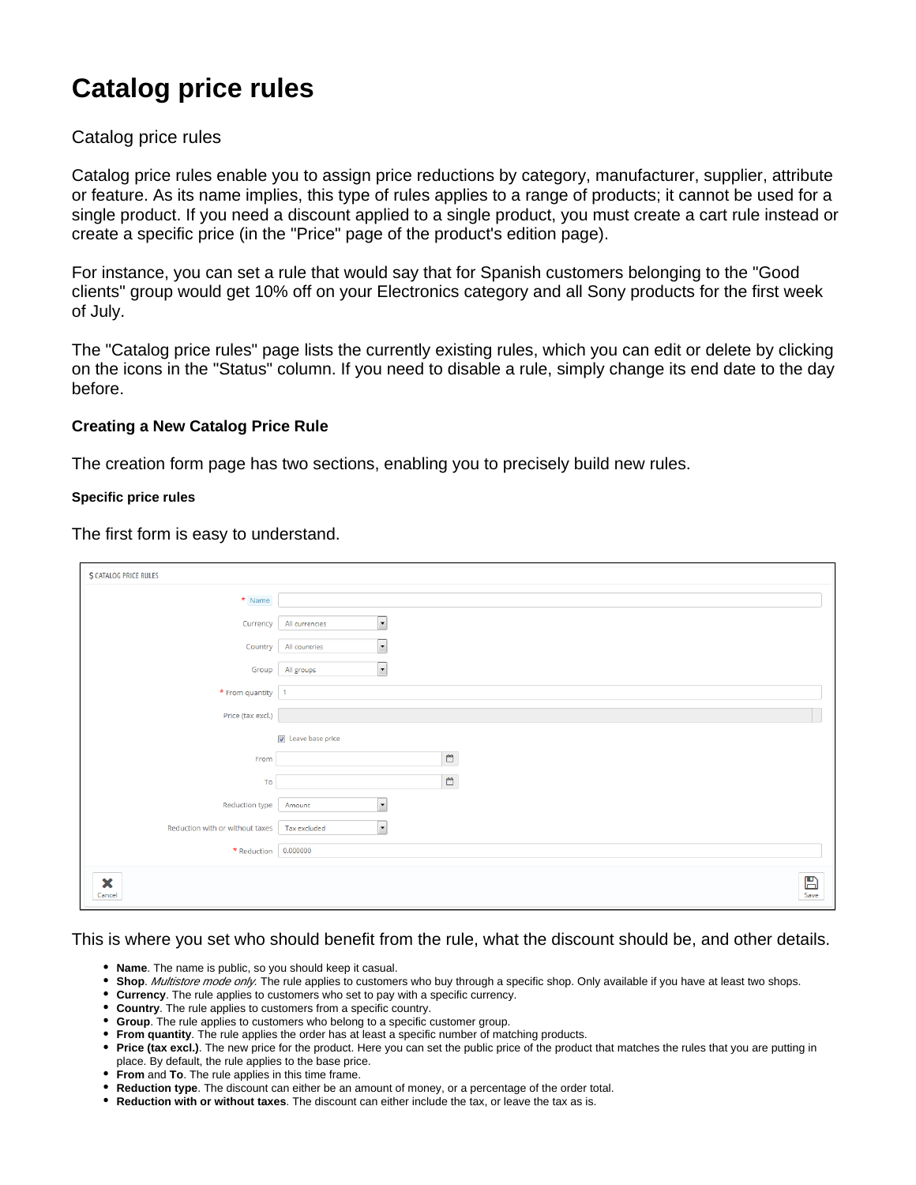# Catalog price rules

Catalog price rules

Catalog price rules enable you to assign price reductions by category, manufacturer, supplier, attribute or feature. As its name implies, this type of rules applies to a range of products; it cannot be used for a single product. If you need a discount applied to a single product, you must create a cart rule instead or create a specific price (in the "Price" page of the product's edition page).

For instance, you can set a rule that would say that for Spanish customers belonging to the "Good clients" group would get 10% off on your Electronics category and all Sony products for the first week of July.

The "Catalog price rules" page lists the currently existing rules, which you can edit or delete by clicking on the icons in the "Status" column. If you need to disable a rule, simply change its end date to the day before.

### Creating a New Catalog Price Rule

The creation form page has two sections, enabling you to precisely build new rules.

#### Specific price rules

The first form is easy to understand.

This is where you set who should benefit from the rule, what the discount should be, and other details.

- **Name**. The name is public, so you should keep it casual.
- **Shop**. *Multistore mode only.* The rule applies to customers who buy through a specific shop. Only available if you have at least two shops.
- **Currency**. The rule applies to customers who set to pay with a specific currency.
- **Country**. The rule applies to customers from a specific country.
- **Group**. The rule applies to customers who belong to a specific customer group.
- **From quantity**. The rule applies the order has at least a specific number of matching products.
- **Price (tax excl.)**. The new price for the product. Here you can set the public price of the product that matches the rules that you are putting in place. By default, the rule applies to the base price.
- **From** and **To**. The rule applies in this time frame.
- **Reduction type**. The discount can either be an amount of money, or a percentage of the order total.
- **Reduction with or without taxes**. The discount can either include the tax, or leave the tax as is.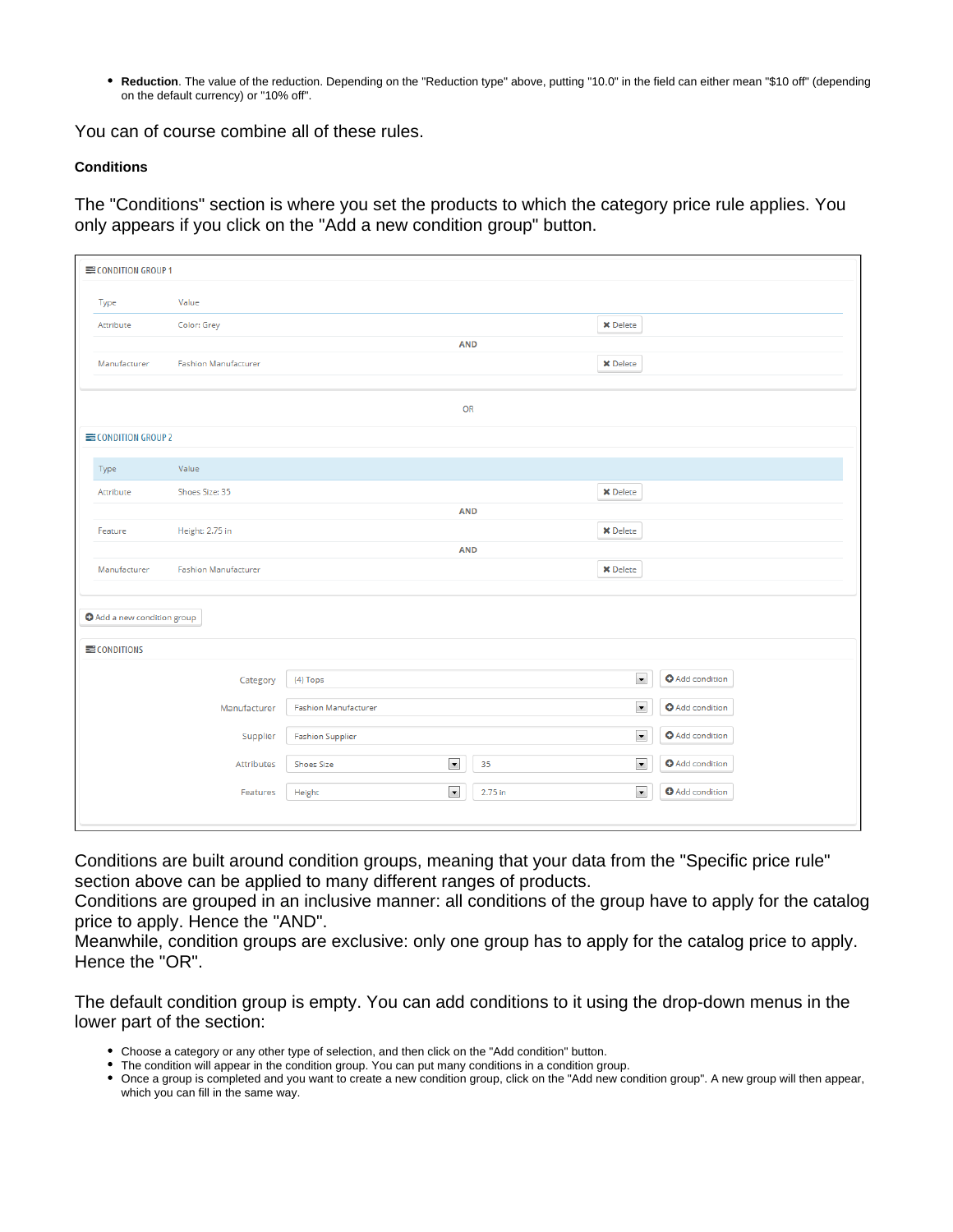- **Reduction**. The value of the reduction. Depending on the "Reduction type" above, putting "10.0" in the field can either mean "$10 off" (depending on the default currency) or "10% off".

You can of course combine all of these rules.

#### Conditions

The "Conditions" section is where you set the products to which the category price rule applies. You only appears if you click on the "Add a new condition group" button.

**CONDITION GROUP 1**

| Type | Value | |
|---|---|---|
| Attribute | Color: Grey | ✖ Delete |
| | AND | |
| Manufacturer | Fashion Manufacturer | ✖ Delete |

OR

**CONDITION GROUP 2**

| Type | Value | |
|---|---|---|
| Attribute | Shoes Size: 35 | ✖ Delete |
| | AND | |
| Feature | Height: 2.75 in | ✖ Delete |
| | AND | |
| Manufacturer | Fashion Manufacturer | ✖ Delete |

Add a new condition group

**CONDITIONS**

| | | | |
|---|---|---|---|
| Category | [4] Tops | | Add condition |
| Manufacturer | Fashion Manufacturer | | Add condition |
| Supplier | Fashion Supplier | | Add condition |
| Attributes | Shoes Size | 35 | Add condition |
| Features | Height | 2.75 in | Add condition |

Conditions are built around condition groups, meaning that your data from the "Specific price rule" section above can be applied to many different ranges of products.
Conditions are grouped in an inclusive manner: all conditions of the group have to apply for the catalog price to apply. Hence the "AND".
Meanwhile, condition groups are exclusive: only one group has to apply for the catalog price to apply. Hence the "OR".

The default condition group is empty. You can add conditions to it using the drop-down menus in the lower part of the section:

- Choose a category or any other type of selection, and then click on the "Add condition" button.
- The condition will appear in the condition group. You can put many conditions in a condition group.
- Once a group is completed and you want to create a new condition group, click on the "Add new condition group". A new group will then appear, which you can fill in the same way.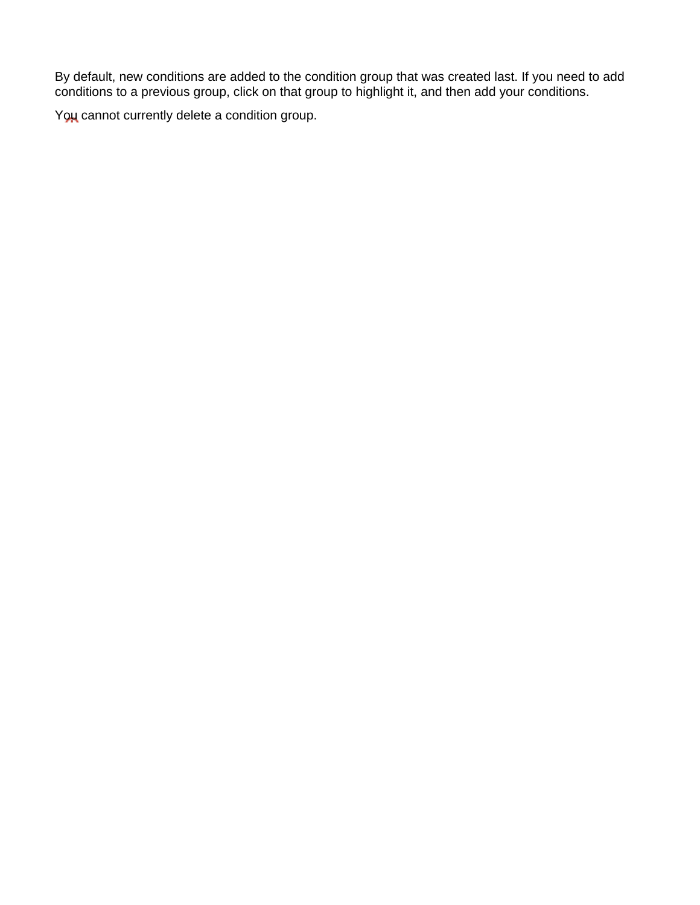By default, new conditions are added to the condition group that was created last. If you need to add conditions to a previous group, click on that group to highlight it, and then add your conditions.

You cannot currently delete a condition group.